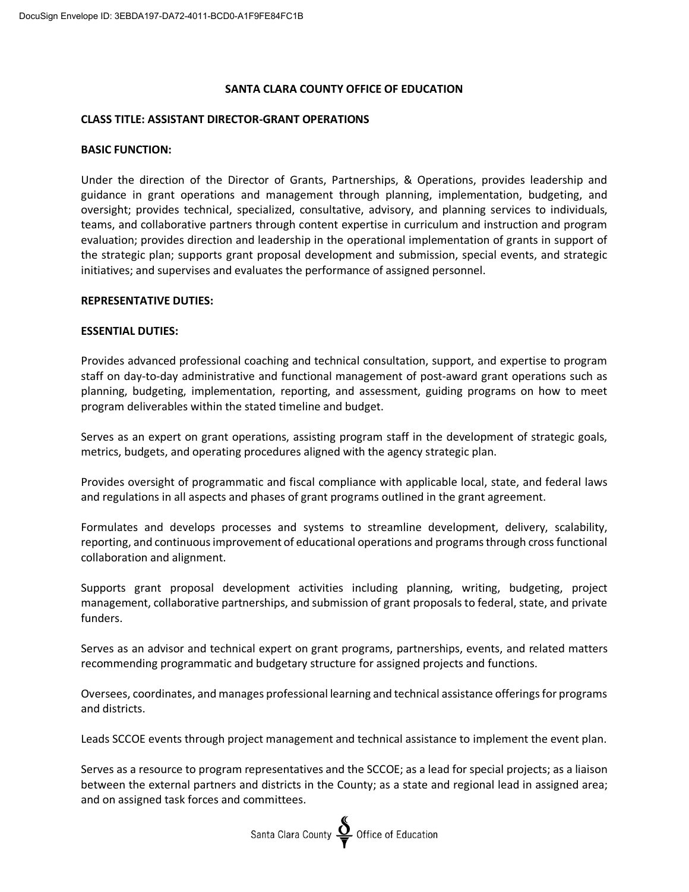# SANTA CLARA COUNTY OFFICE OF EDUCATION

**CLASS TITLE: ASSISTANT DIRECTOR-GRANT OPERATIONS**

**BASIC FUNCTION:**

Under the direction of the Director of Grants, Partnerships, & Operations, provides leadership and guidance in grant operations and management through planning, implementation, budgeting, and oversight; provides technical, specialized, consultative, advisory, and planning services to individuals, teams, and collaborative partners through content expertise in curriculum and instruction and program evaluation; provides direction and leadership in the operational implementation of grants in support of the strategic plan; supports grant proposal development and submission, special events, and strategic initiatives; and supervises and evaluates the performance of assigned personnel.

**REPRESENTATIVE DUTIES:**

**ESSENTIAL DUTIES:**

Provides advanced professional coaching and technical consultation, support, and expertise to program staff on day-to-day administrative and functional management of post-award grant operations such as planning, budgeting, implementation, reporting, and assessment, guiding programs on how to meet program deliverables within the stated timeline and budget.

Serves as an expert on grant operations, assisting program staff in the development of strategic goals, metrics, budgets, and operating procedures aligned with the agency strategic plan.

Provides oversight of programmatic and fiscal compliance with applicable local, state, and federal laws and regulations in all aspects and phases of grant programs outlined in the grant agreement.

Formulates and develops processes and systems to streamline development, delivery, scalability, reporting, and continuous improvement of educational operations and programs through cross functional collaboration and alignment.

Supports grant proposal development activities including planning, writing, budgeting, project management, collaborative partnerships, and submission of grant proposals to federal, state, and private funders.

Serves as an advisor and technical expert on grant programs, partnerships, events, and related matters recommending programmatic and budgetary structure for assigned projects and functions.

Oversees, coordinates, and manages professional learning and technical assistance offerings for programs and districts.

Leads SCCOE events through project management and technical assistance to implement the event plan.

Serves as a resource to program representatives and the SCCOE; as a lead for special projects; as a liaison between the external partners and districts in the County; as a state and regional lead in assigned area; and on assigned task forces and committees.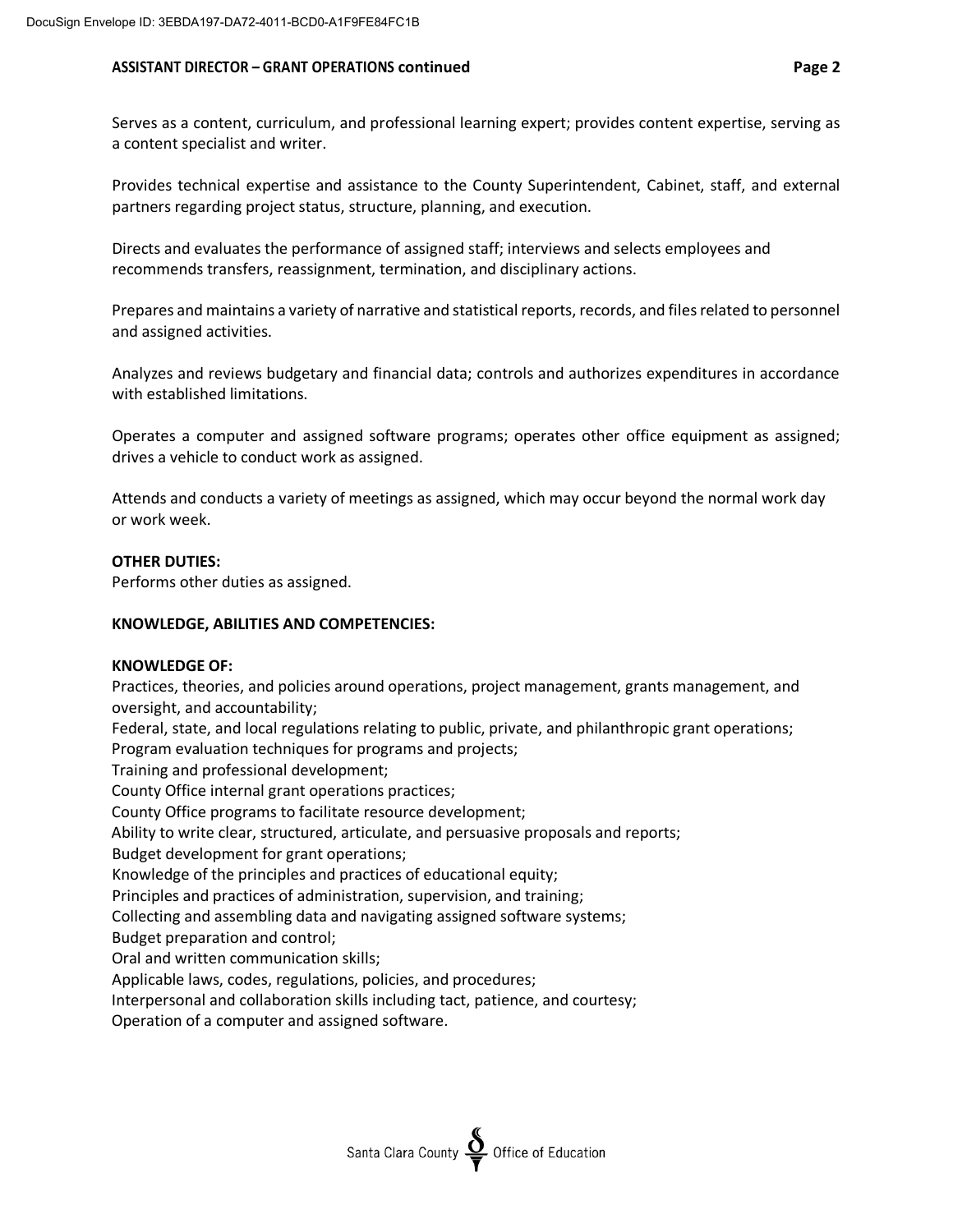Serves as a content, curriculum, and professional learning expert; provides content expertise, serving as a content specialist and writer.

Provides technical expertise and assistance to the County Superintendent, Cabinet, staff, and external partners regarding project status, structure, planning, and execution.

Directs and evaluates the performance of assigned staff; interviews and selects employees and recommends transfers, reassignment, termination, and disciplinary actions.

Prepares and maintains a variety of narrative and statistical reports, records, and files related to personnel and assigned activities.

Analyzes and reviews budgetary and financial data; controls and authorizes expenditures in accordance with established limitations.

Operates a computer and assigned software programs; operates other office equipment as assigned; drives a vehicle to conduct work as assigned.

Attends and conducts a variety of meetings as assigned, which may occur beyond the normal work day or work week.

**OTHER DUTIES:**
Performs other duties as assigned.

**KNOWLEDGE, ABILITIES AND COMPETENCIES:**

**KNOWLEDGE OF:**
Practices, theories, and policies around operations, project management, grants management, and oversight, and accountability;
Federal, state, and local regulations relating to public, private, and philanthropic grant operations;
Program evaluation techniques for programs and projects;
Training and professional development;
County Office internal grant operations practices;
County Office programs to facilitate resource development;
Ability to write clear, structured, articulate, and persuasive proposals and reports;
Budget development for grant operations;
Knowledge of the principles and practices of educational equity;
Principles and practices of administration, supervision, and training;
Collecting and assembling data and navigating assigned software systems;
Budget preparation and control;
Oral and written communication skills;
Applicable laws, codes, regulations, policies, and procedures;
Interpersonal and collaboration skills including tact, patience, and courtesy;
Operation of a computer and assigned software.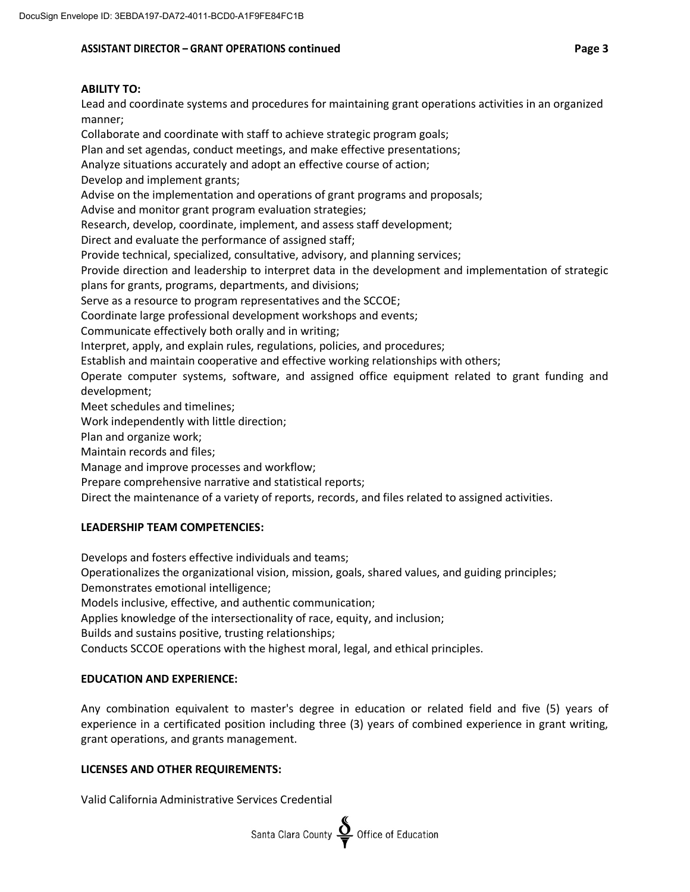**ABILITY TO:**

Lead and coordinate systems and procedures for maintaining grant operations activities in an organized manner;
Collaborate and coordinate with staff to achieve strategic program goals;
Plan and set agendas, conduct meetings, and make effective presentations;
Analyze situations accurately and adopt an effective course of action;
Develop and implement grants;
Advise on the implementation and operations of grant programs and proposals;
Advise and monitor grant program evaluation strategies;
Research, develop, coordinate, implement, and assess staff development;
Direct and evaluate the performance of assigned staff;
Provide technical, specialized, consultative, advisory, and planning services;
Provide direction and leadership to interpret data in the development and implementation of strategic plans for grants, programs, departments, and divisions;
Serve as a resource to program representatives and the SCCOE;
Coordinate large professional development workshops and events;
Communicate effectively both orally and in writing;
Interpret, apply, and explain rules, regulations, policies, and procedures;
Establish and maintain cooperative and effective working relationships with others;
Operate computer systems, software, and assigned office equipment related to grant funding and development;
Meet schedules and timelines;
Work independently with little direction;
Plan and organize work;
Maintain records and files;
Manage and improve processes and workflow;
Prepare comprehensive narrative and statistical reports;
Direct the maintenance of a variety of reports, records, and files related to assigned activities.

**LEADERSHIP TEAM COMPETENCIES:**

Develops and fosters effective individuals and teams;
Operationalizes the organizational vision, mission, goals, shared values, and guiding principles;
Demonstrates emotional intelligence;
Models inclusive, effective, and authentic communication;
Applies knowledge of the intersectionality of race, equity, and inclusion;
Builds and sustains positive, trusting relationships;
Conducts SCCOE operations with the highest moral, legal, and ethical principles.

**EDUCATION AND EXPERIENCE:**

Any combination equivalent to master's degree in education or related field and five (5) years of experience in a certificated position including three (3) years of combined experience in grant writing, grant operations, and grants management.

**LICENSES AND OTHER REQUIREMENTS:**

Valid California Administrative Services Credential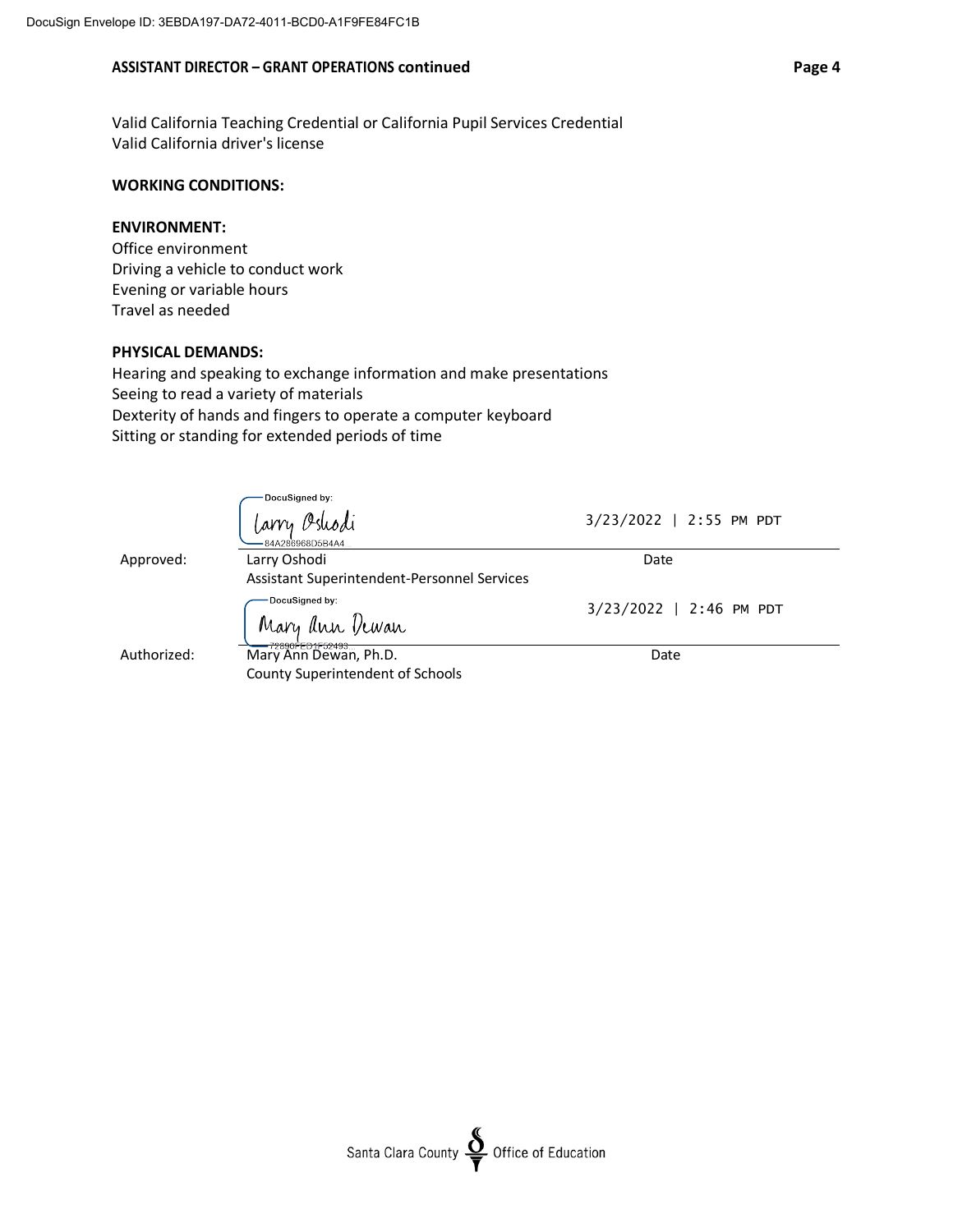Valid California Teaching Credential or California Pupil Services Credential
Valid California driver's license

**WORKING CONDITIONS:**

**ENVIRONMENT:**
Office environment
Driving a vehicle to conduct work
Evening or variable hours
Travel as needed

**PHYSICAL DEMANDS:**
Hearing and speaking to exchange information and make presentations
Seeing to read a variety of materials
Dexterity of hands and fingers to operate a computer keyboard
Sitting or standing for extended periods of time

| | | |
|---|---|---|
| Approved: | DocuSigned by: Larry Oshodi 84A286968D5B4A4<br>Larry Oshodi<br>Assistant Superintendent-Personnel Services | 3/23/2022 \| 2:55 PM PDT<br>Date |
| Authorized: | DocuSigned by: Mary Ann Dewan 72890FE01F52493<br>Mary Ann Dewan, Ph.D.<br>County Superintendent of Schools | 3/23/2022 \| 2:46 PM PDT<br>Date |

Santa Clara County Office of Education